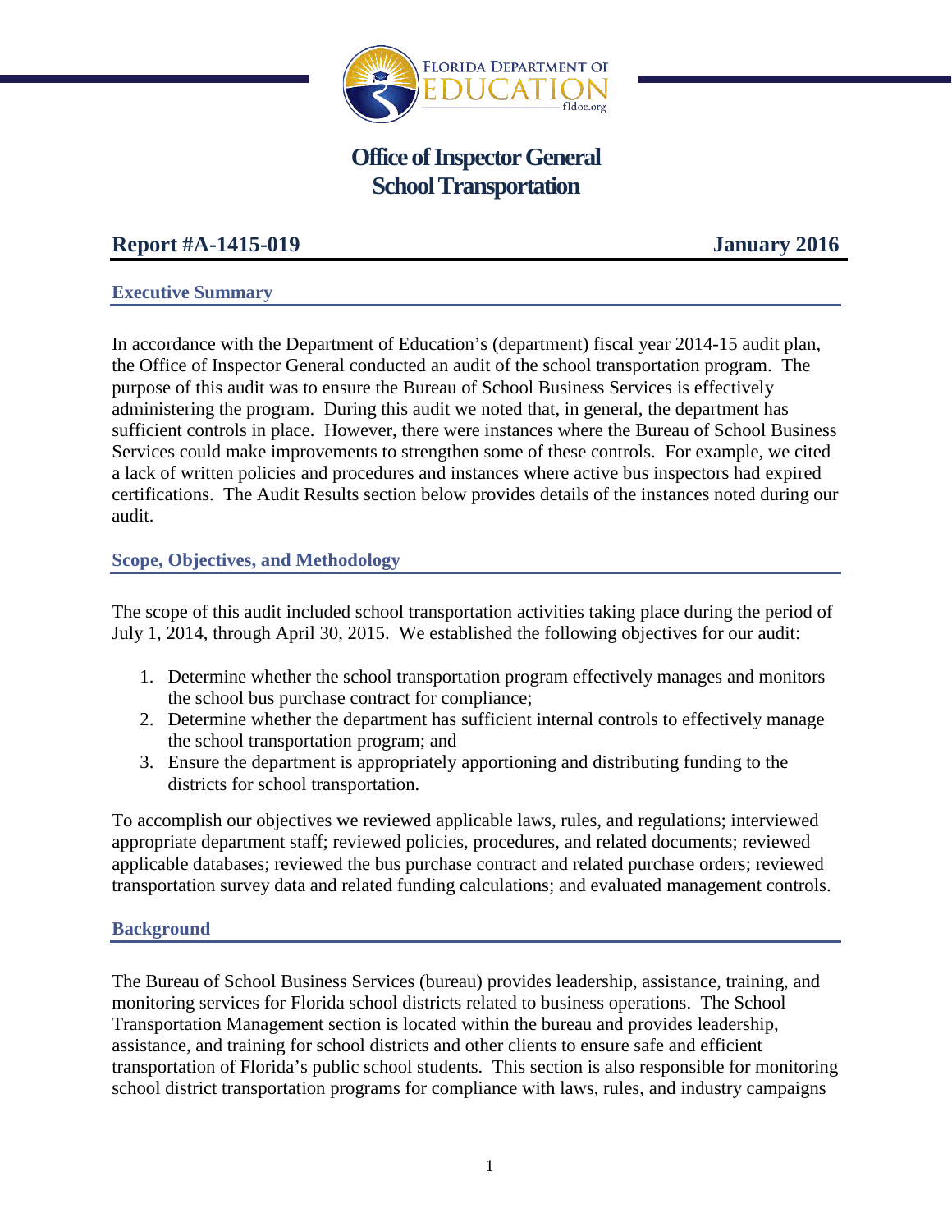# Office of Inspector General
# School Transportation

## Report #A-1415-019 — January 2016

### Executive Summary

In accordance with the Department of Education's (department) fiscal year 2014-15 audit plan, the Office of Inspector General conducted an audit of the school transportation program. The purpose of this audit was to ensure the Bureau of School Business Services is effectively administering the program. During this audit we noted that, in general, the department has sufficient controls in place. However, there were instances where the Bureau of School Business Services could make improvements to strengthen some of these controls. For example, we cited a lack of written policies and procedures and instances where active bus inspectors had expired certifications. The Audit Results section below provides details of the instances noted during our audit.

### Scope, Objectives, and Methodology

The scope of this audit included school transportation activities taking place during the period of July 1, 2014, through April 30, 2015. We established the following objectives for our audit:

1. Determine whether the school transportation program effectively manages and monitors the school bus purchase contract for compliance;
2. Determine whether the department has sufficient internal controls to effectively manage the school transportation program; and
3. Ensure the department is appropriately apportioning and distributing funding to the districts for school transportation.

To accomplish our objectives we reviewed applicable laws, rules, and regulations; interviewed appropriate department staff; reviewed policies, procedures, and related documents; reviewed applicable databases; reviewed the bus purchase contract and related purchase orders; reviewed transportation survey data and related funding calculations; and evaluated management controls.

### Background

The Bureau of School Business Services (bureau) provides leadership, assistance, training, and monitoring services for Florida school districts related to business operations. The School Transportation Management section is located within the bureau and provides leadership, assistance, and training for school districts and other clients to ensure safe and efficient transportation of Florida's public school students. This section is also responsible for monitoring school district transportation programs for compliance with laws, rules, and industry campaigns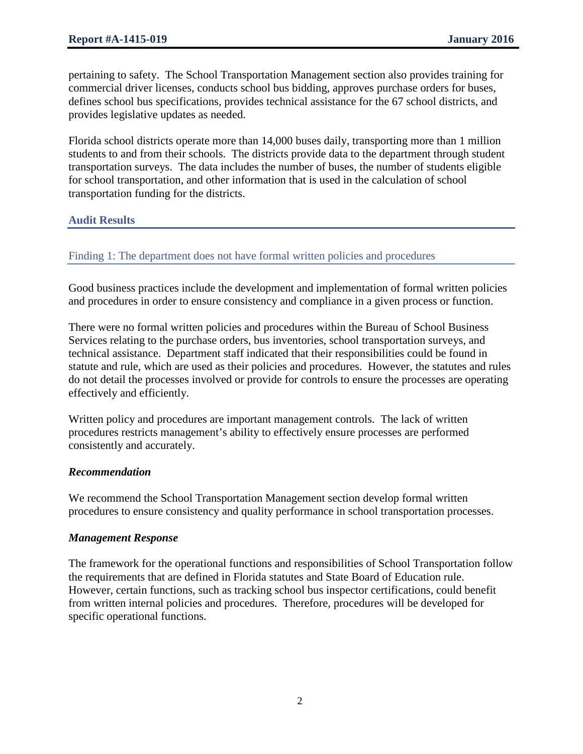pertaining to safety. The School Transportation Management section also provides training for commercial driver licenses, conducts school bus bidding, approves purchase orders for buses, defines school bus specifications, provides technical assistance for the 67 school districts, and provides legislative updates as needed.

Florida school districts operate more than 14,000 buses daily, transporting more than 1 million students to and from their schools. The districts provide data to the department through student transportation surveys. The data includes the number of buses, the number of students eligible for school transportation, and other information that is used in the calculation of school transportation funding for the districts.

## Audit Results

### Finding 1: The department does not have formal written policies and procedures

Good business practices include the development and implementation of formal written policies and procedures in order to ensure consistency and compliance in a given process or function.

There were no formal written policies and procedures within the Bureau of School Business Services relating to the purchase orders, bus inventories, school transportation surveys, and technical assistance. Department staff indicated that their responsibilities could be found in statute and rule, which are used as their policies and procedures. However, the statutes and rules do not detail the processes involved or provide for controls to ensure the processes are operating effectively and efficiently.

Written policy and procedures are important management controls. The lack of written procedures restricts management's ability to effectively ensure processes are performed consistently and accurately.

#### *Recommendation*

We recommend the School Transportation Management section develop formal written procedures to ensure consistency and quality performance in school transportation processes.

#### *Management Response*

The framework for the operational functions and responsibilities of School Transportation follow the requirements that are defined in Florida statutes and State Board of Education rule. However, certain functions, such as tracking school bus inspector certifications, could benefit from written internal policies and procedures. Therefore, procedures will be developed for specific operational functions.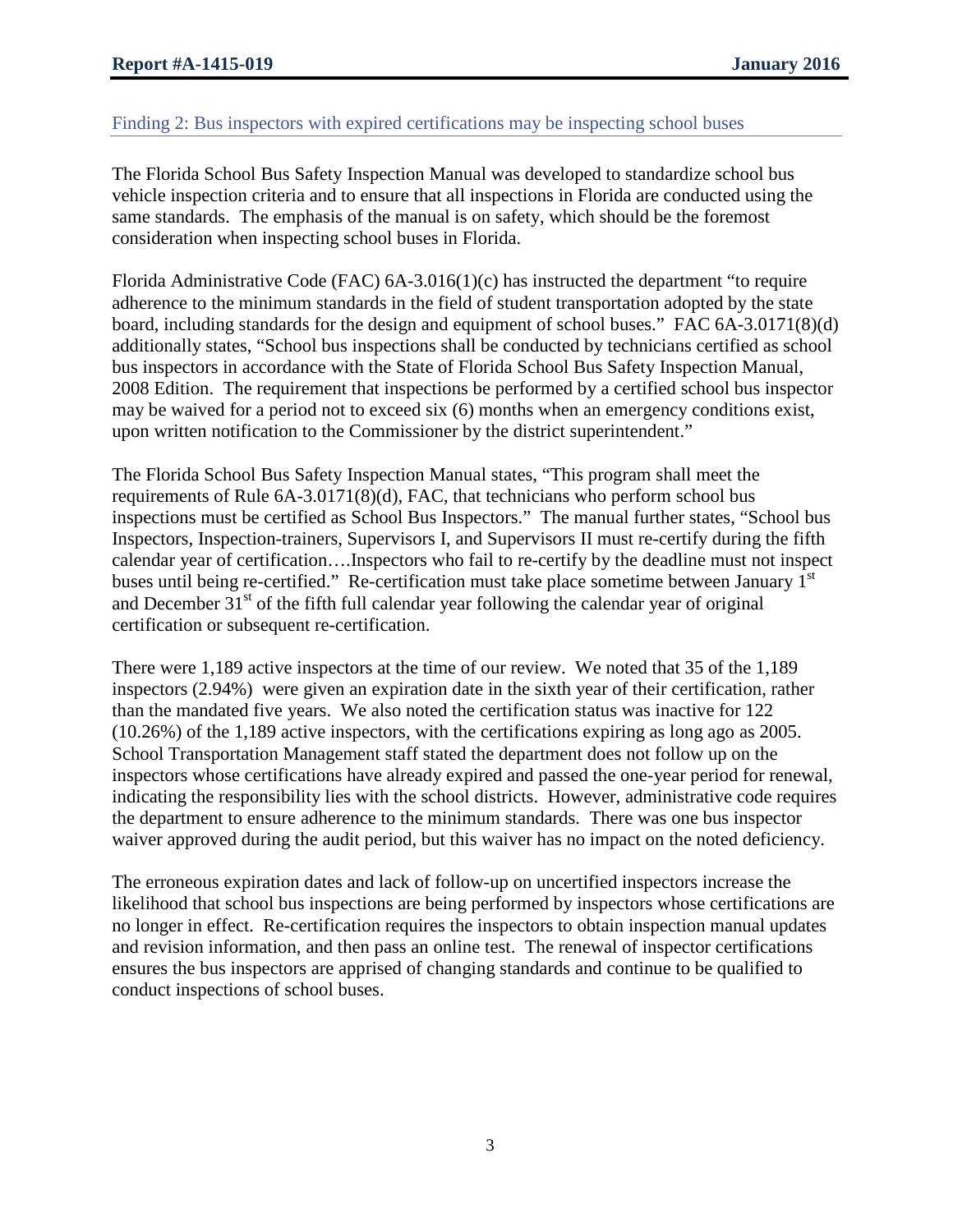## Finding 2: Bus inspectors with expired certifications may be inspecting school buses

The Florida School Bus Safety Inspection Manual was developed to standardize school bus vehicle inspection criteria and to ensure that all inspections in Florida are conducted using the same standards. The emphasis of the manual is on safety, which should be the foremost consideration when inspecting school buses in Florida.

Florida Administrative Code (FAC) 6A-3.016(1)(c) has instructed the department "to require adherence to the minimum standards in the field of student transportation adopted by the state board, including standards for the design and equipment of school buses." FAC 6A-3.0171(8)(d) additionally states, "School bus inspections shall be conducted by technicians certified as school bus inspectors in accordance with the State of Florida School Bus Safety Inspection Manual, 2008 Edition. The requirement that inspections be performed by a certified school bus inspector may be waived for a period not to exceed six (6) months when an emergency conditions exist, upon written notification to the Commissioner by the district superintendent."

The Florida School Bus Safety Inspection Manual states, "This program shall meet the requirements of Rule 6A-3.0171(8)(d), FAC, that technicians who perform school bus inspections must be certified as School Bus Inspectors." The manual further states, "School bus Inspectors, Inspection-trainers, Supervisors I, and Supervisors II must re-certify during the fifth calendar year of certification….Inspectors who fail to re-certify by the deadline must not inspect buses until being re-certified." Re-certification must take place sometime between January 1st and December 31st of the fifth full calendar year following the calendar year of original certification or subsequent re-certification.

There were 1,189 active inspectors at the time of our review. We noted that 35 of the 1,189 inspectors (2.94%) were given an expiration date in the sixth year of their certification, rather than the mandated five years. We also noted the certification status was inactive for 122 (10.26%) of the 1,189 active inspectors, with the certifications expiring as long ago as 2005. School Transportation Management staff stated the department does not follow up on the inspectors whose certifications have already expired and passed the one-year period for renewal, indicating the responsibility lies with the school districts. However, administrative code requires the department to ensure adherence to the minimum standards. There was one bus inspector waiver approved during the audit period, but this waiver has no impact on the noted deficiency.

The erroneous expiration dates and lack of follow-up on uncertified inspectors increase the likelihood that school bus inspections are being performed by inspectors whose certifications are no longer in effect. Re-certification requires the inspectors to obtain inspection manual updates and revision information, and then pass an online test. The renewal of inspector certifications ensures the bus inspectors are apprised of changing standards and continue to be qualified to conduct inspections of school buses.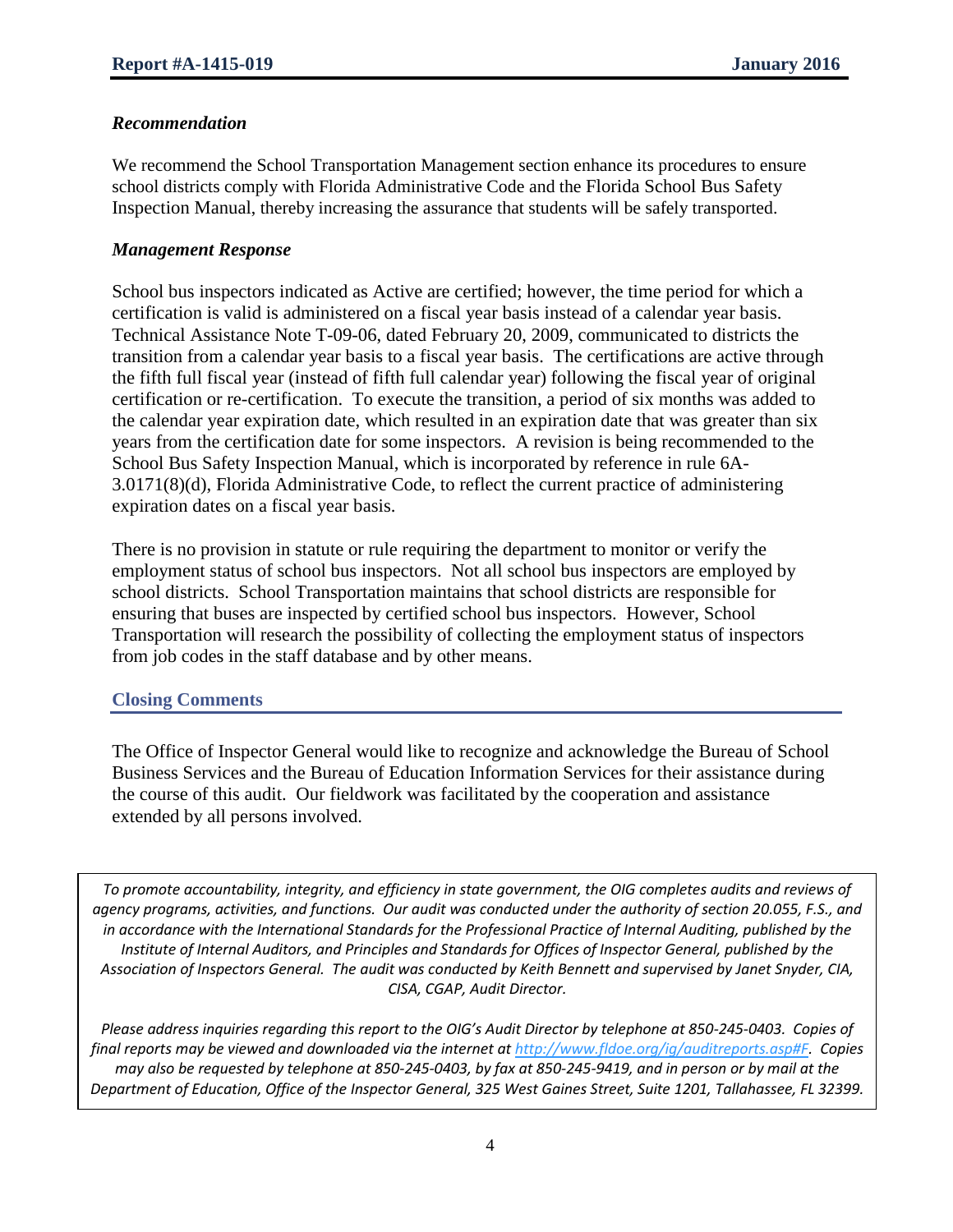### *Recommendation*

We recommend the School Transportation Management section enhance its procedures to ensure school districts comply with Florida Administrative Code and the Florida School Bus Safety Inspection Manual, thereby increasing the assurance that students will be safely transported.

### *Management Response*

School bus inspectors indicated as Active are certified; however, the time period for which a certification is valid is administered on a fiscal year basis instead of a calendar year basis. Technical Assistance Note T-09-06, dated February 20, 2009, communicated to districts the transition from a calendar year basis to a fiscal year basis. The certifications are active through the fifth full fiscal year (instead of fifth full calendar year) following the fiscal year of original certification or re-certification. To execute the transition, a period of six months was added to the calendar year expiration date, which resulted in an expiration date that was greater than six years from the certification date for some inspectors. A revision is being recommended to the School Bus Safety Inspection Manual, which is incorporated by reference in rule 6A-3.0171(8)(d), Florida Administrative Code, to reflect the current practice of administering expiration dates on a fiscal year basis.

There is no provision in statute or rule requiring the department to monitor or verify the employment status of school bus inspectors. Not all school bus inspectors are employed by school districts. School Transportation maintains that school districts are responsible for ensuring that buses are inspected by certified school bus inspectors. However, School Transportation will research the possibility of collecting the employment status of inspectors from job codes in the staff database and by other means.

## Closing Comments

The Office of Inspector General would like to recognize and acknowledge the Bureau of School Business Services and the Bureau of Education Information Services for their assistance during the course of this audit. Our fieldwork was facilitated by the cooperation and assistance extended by all persons involved.

*To promote accountability, integrity, and efficiency in state government, the OIG completes audits and reviews of agency programs, activities, and functions. Our audit was conducted under the authority of section 20.055, F.S., and in accordance with the International Standards for the Professional Practice of Internal Auditing, published by the Institute of Internal Auditors, and Principles and Standards for Offices of Inspector General, published by the Association of Inspectors General. The audit was conducted by Keith Bennett and supervised by Janet Snyder, CIA, CISA, CGAP, Audit Director.*

*Please address inquiries regarding this report to the OIG's Audit Director by telephone at 850-245-0403. Copies of final reports may be viewed and downloaded via the internet at [http://www.fldoe.org/ig/auditreports.asp#F](http://www.fldoe.org/ig/auditreports.asp#F). Copies may also be requested by telephone at 850-245-0403, by fax at 850-245-9419, and in person or by mail at the Department of Education, Office of the Inspector General, 325 West Gaines Street, Suite 1201, Tallahassee, FL 32399.*